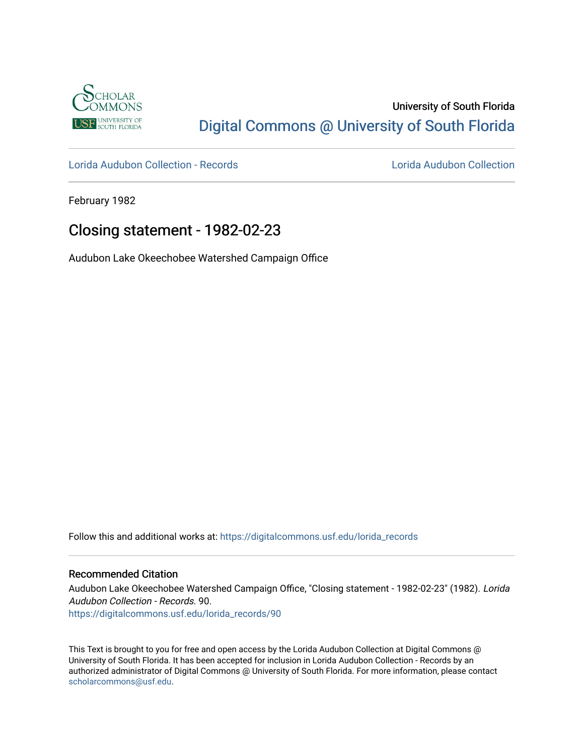University of South Florida

Digital Commons @ University of South Florida

Lorida Audubon Collection - Records

Lorida Audubon Collection

February 1982

# Closing statement - 1982-02-23

Audubon Lake Okeechobee Watershed Campaign Office

Follow this and additional works at: https://digitalcommons.usf.edu/lorida_records

## Recommended Citation

Audubon Lake Okeechobee Watershed Campaign Office, "Closing statement - 1982-02-23" (1982). *Lorida Audubon Collection - Records*. 90.
https://digitalcommons.usf.edu/lorida_records/90

This Text is brought to you for free and open access by the Lorida Audubon Collection at Digital Commons @ University of South Florida. It has been accepted for inclusion in Lorida Audubon Collection - Records by an authorized administrator of Digital Commons @ University of South Florida. For more information, please contact scholarcommons@usf.edu.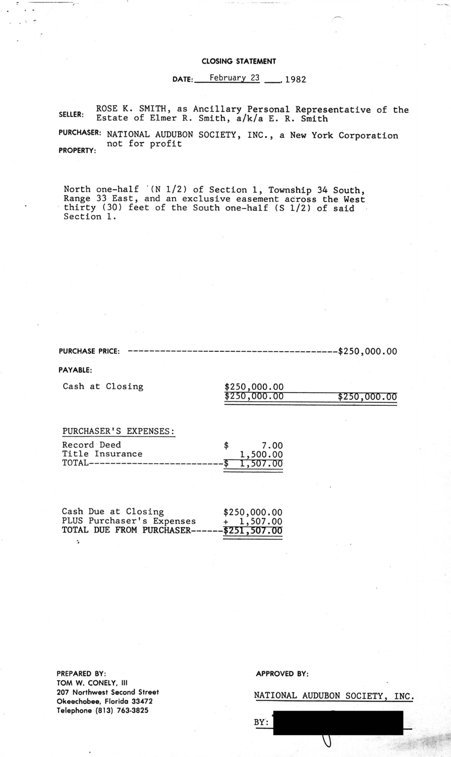# CLOSING STATEMENT

**DATE:** February 23, 1982

**SELLER:** ROSE K. SMITH, as Ancillary Personal Representative of the Estate of Elmer R. Smith, a/k/a E. R. Smith

**PURCHASER:** NATIONAL AUDUBON SOCIETY, INC., a New York Corporation not for profit

**PROPERTY:**

North one-half (N 1/2) of Section 1, Township 34 South, Range 33 East, and an exclusive easement across the West thirty (30) feet of the South one-half (S 1/2) of said Section 1.

**PURCHASER PRICE:** ---------------------------------------$250,000.00

**PAYABLE:**

| | | |
|---|---|---|
| Cash at Closing | $250,000.00 | |
| | $250,000.00 | $250,000.00 |

PURCHASER'S EXPENSES:

| | |
|---|---|
| Record Deed | $ 7.00 |
| Title Insurance | 1,500.00 |
| TOTAL-------------------------- | $ 1,507.00 |

| | |
|---|---|
| Cash Due at Closing | $250,000.00 |
| PLUS Purchaser's Expenses | + 1,507.00 |
| TOTAL DUE FROM PURCHASER------ | $251,507.00 |

**PREPARED BY:**
**TOM W. CONELY, III**
**207 Northwest Second Street**
**Okeechobee, Florida 33472**
**Telephone (813) 763-3825**

**APPROVED BY:**

NATIONAL AUDUBON SOCIETY, INC.

BY: [redacted]